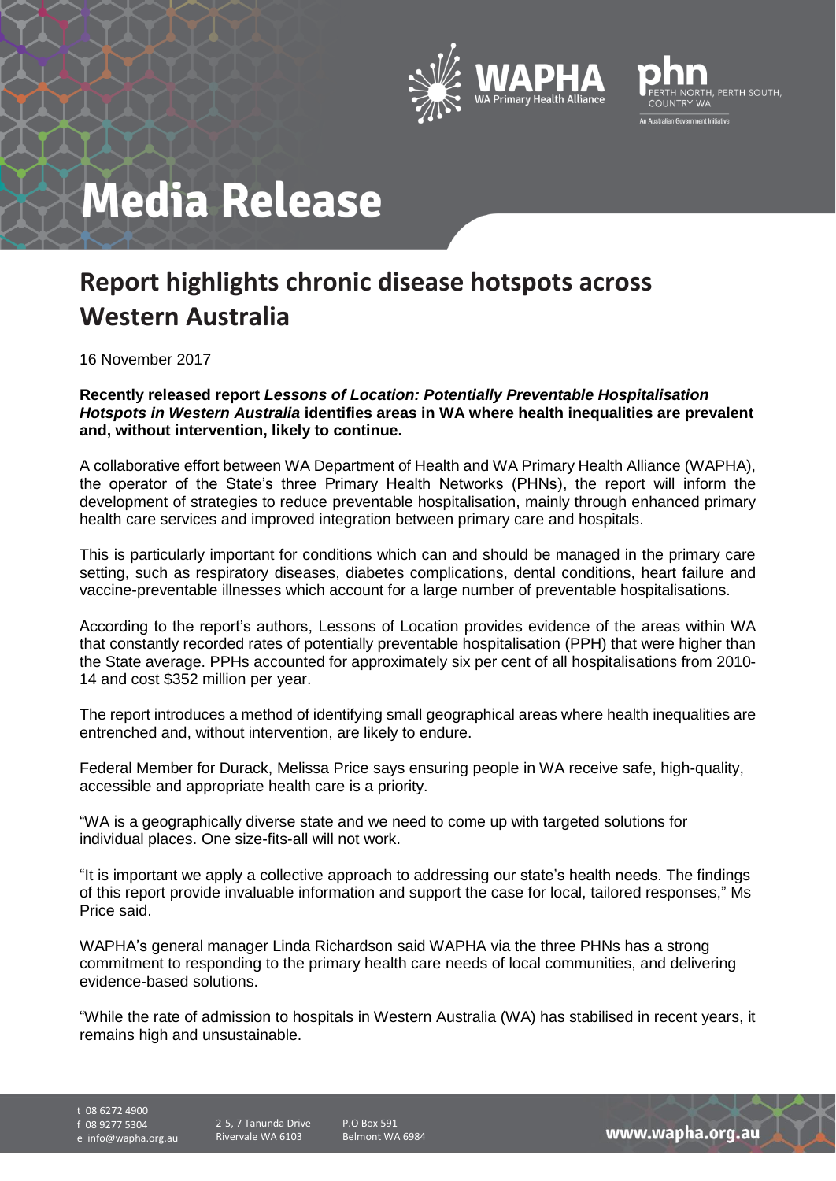# Media Release

## Report highlights chronic disease hotspots across Western Australia

16 November 2017

**Recently released report *Lessons of Location: Potentially Preventable Hospitalisation Hotspots in Western Australia* identifies areas in WA where health inequalities are prevalent and, without intervention, likely to continue.**

A collaborative effort between WA Department of Health and WA Primary Health Alliance (WAPHA), the operator of the State's three Primary Health Networks (PHNs), the report will inform the development of strategies to reduce preventable hospitalisation, mainly through enhanced primary health care services and improved integration between primary care and hospitals.

This is particularly important for conditions which can and should be managed in the primary care setting, such as respiratory diseases, diabetes complications, dental conditions, heart failure and vaccine-preventable illnesses which account for a large number of preventable hospitalisations.

According to the report's authors, Lessons of Location provides evidence of the areas within WA that constantly recorded rates of potentially preventable hospitalisation (PPH) that were higher than the State average. PPHs accounted for approximately six per cent of all hospitalisations from 2010-14 and cost $352 million per year.

The report introduces a method of identifying small geographical areas where health inequalities are entrenched and, without intervention, are likely to endure.

Federal Member for Durack, Melissa Price says ensuring people in WA receive safe, high-quality, accessible and appropriate health care is a priority.

"WA is a geographically diverse state and we need to come up with targeted solutions for individual places. One size-fits-all will not work.

"It is important we apply a collective approach to addressing our state's health needs. The findings of this report provide invaluable information and support the case for local, tailored responses," Ms Price said.

WAPHA's general manager Linda Richardson said WAPHA via the three PHNs has a strong commitment to responding to the primary health care needs of local communities, and delivering evidence-based solutions.

"While the rate of admission to hospitals in Western Australia (WA) has stabilised in recent years, it remains high and unsustainable.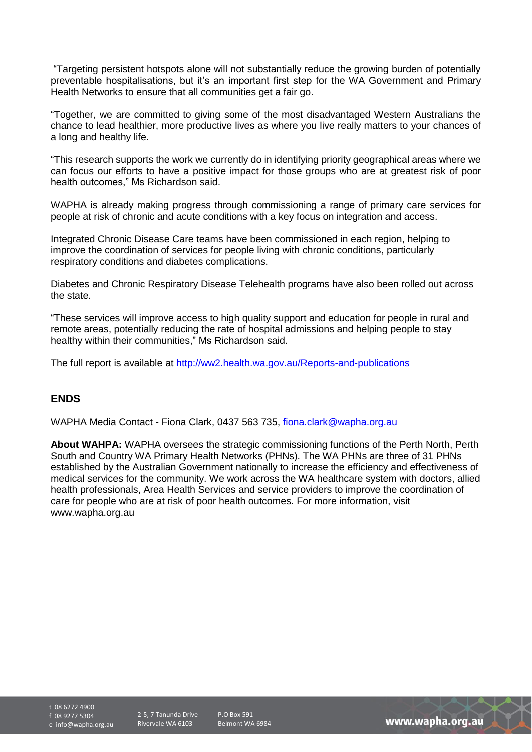"Targeting persistent hotspots alone will not substantially reduce the growing burden of potentially preventable hospitalisations, but it's an important first step for the WA Government and Primary Health Networks to ensure that all communities get a fair go.

"Together, we are committed to giving some of the most disadvantaged Western Australians the chance to lead healthier, more productive lives as where you live really matters to your chances of a long and healthy life.

"This research supports the work we currently do in identifying priority geographical areas where we can focus our efforts to have a positive impact for those groups who are at greatest risk of poor health outcomes," Ms Richardson said.

WAPHA is already making progress through commissioning a range of primary care services for people at risk of chronic and acute conditions with a key focus on integration and access.

Integrated Chronic Disease Care teams have been commissioned in each region, helping to improve the coordination of services for people living with chronic conditions, particularly respiratory conditions and diabetes complications.

Diabetes and Chronic Respiratory Disease Telehealth programs have also been rolled out across the state.

"These services will improve access to high quality support and education for people in rural and remote areas, potentially reducing the rate of hospital admissions and helping people to stay healthy within their communities," Ms Richardson said.

The full report is available at http://ww2.health.wa.gov.au/Reports-and-publications

**ENDS**

WAPHA Media Contact - Fiona Clark, 0437 563 735, fiona.clark@wapha.org.au

**About WAHPA:** WAPHA oversees the strategic commissioning functions of the Perth North, Perth South and Country WA Primary Health Networks (PHNs). The WA PHNs are three of 31 PHNs established by the Australian Government nationally to increase the efficiency and effectiveness of medical services for the community. We work across the WA healthcare system with doctors, allied health professionals, Area Health Services and service providers to improve the coordination of care for people who are at risk of poor health outcomes. For more information, visit www.wapha.org.au

t 08 6272 4900
f 08 9277 5304
e info@wapha.org.au

2-5, 7 Tanunda Drive
Rivervale WA 6103

P.O Box 591
Belmont WA 6984

www.wapha.org.au